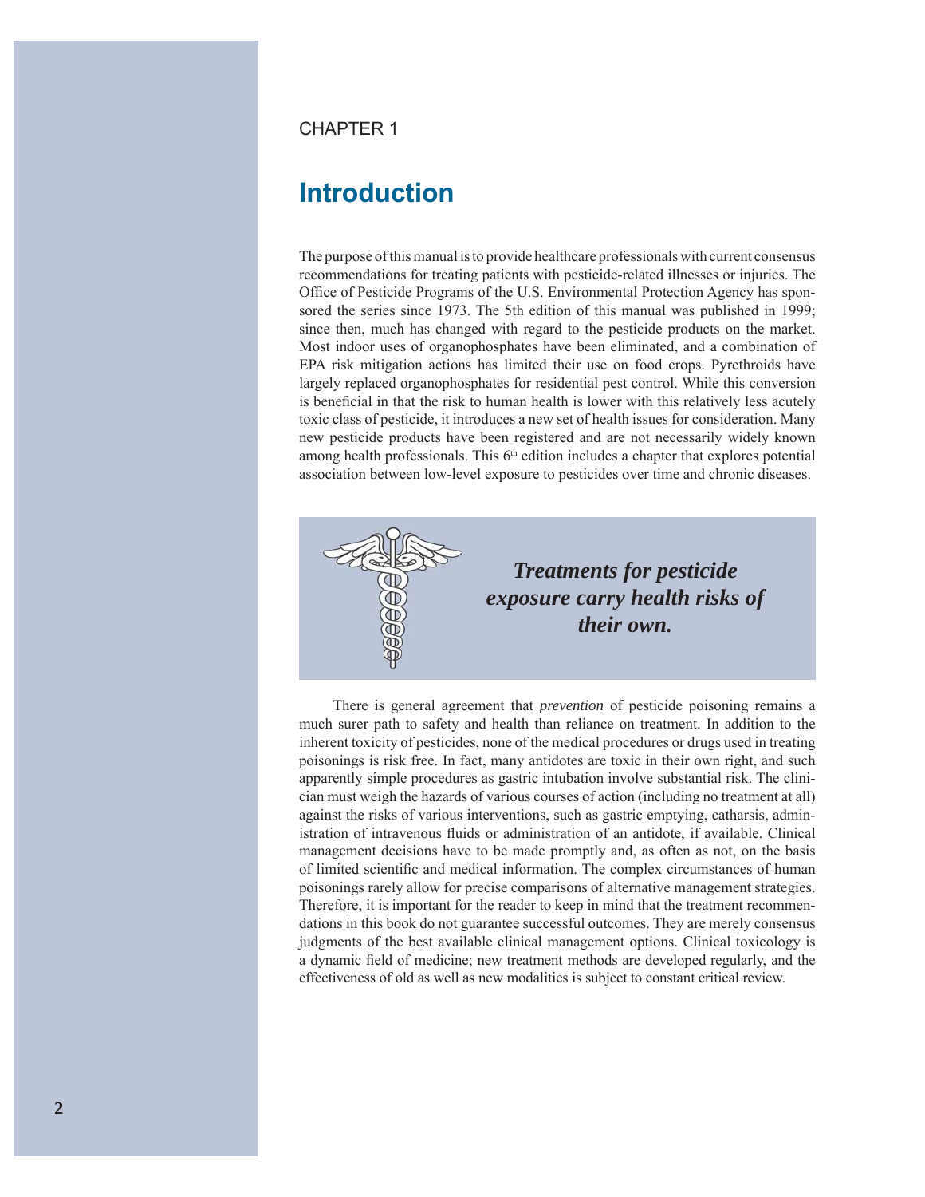CHAPTER 1

# Introduction

The purpose of this manual is to provide healthcare professionals with current consensus recommendations for treating patients with pesticide-related illnesses or injuries. The Office of Pesticide Programs of the U.S. Environmental Protection Agency has sponsored the series since 1973. The 5th edition of this manual was published in 1999; since then, much has changed with regard to the pesticide products on the market. Most indoor uses of organophosphates have been eliminated, and a combination of EPA risk mitigation actions has limited their use on food crops. Pyrethroids have largely replaced organophosphates for residential pest control. While this conversion is beneficial in that the risk to human health is lower with this relatively less acutely toxic class of pesticide, it introduces a new set of health issues for consideration. Many new pesticide products have been registered and are not necessarily widely known among health professionals. This 6th edition includes a chapter that explores potential association between low-level exposure to pesticides over time and chronic diseases.

***Treatments for pesticide exposure carry health risks of their own.***

There is general agreement that *prevention* of pesticide poisoning remains a much surer path to safety and health than reliance on treatment. In addition to the inherent toxicity of pesticides, none of the medical procedures or drugs used in treating poisonings is risk free. In fact, many antidotes are toxic in their own right, and such apparently simple procedures as gastric intubation involve substantial risk. The clinician must weigh the hazards of various courses of action (including no treatment at all) against the risks of various interventions, such as gastric emptying, catharsis, administration of intravenous fluids or administration of an antidote, if available. Clinical management decisions have to be made promptly and, as often as not, on the basis of limited scientific and medical information. The complex circumstances of human poisonings rarely allow for precise comparisons of alternative management strategies. Therefore, it is important for the reader to keep in mind that the treatment recommendations in this book do not guarantee successful outcomes. They are merely consensus judgments of the best available clinical management options. Clinical toxicology is a dynamic field of medicine; new treatment methods are developed regularly, and the effectiveness of old as well as new modalities is subject to constant critical review.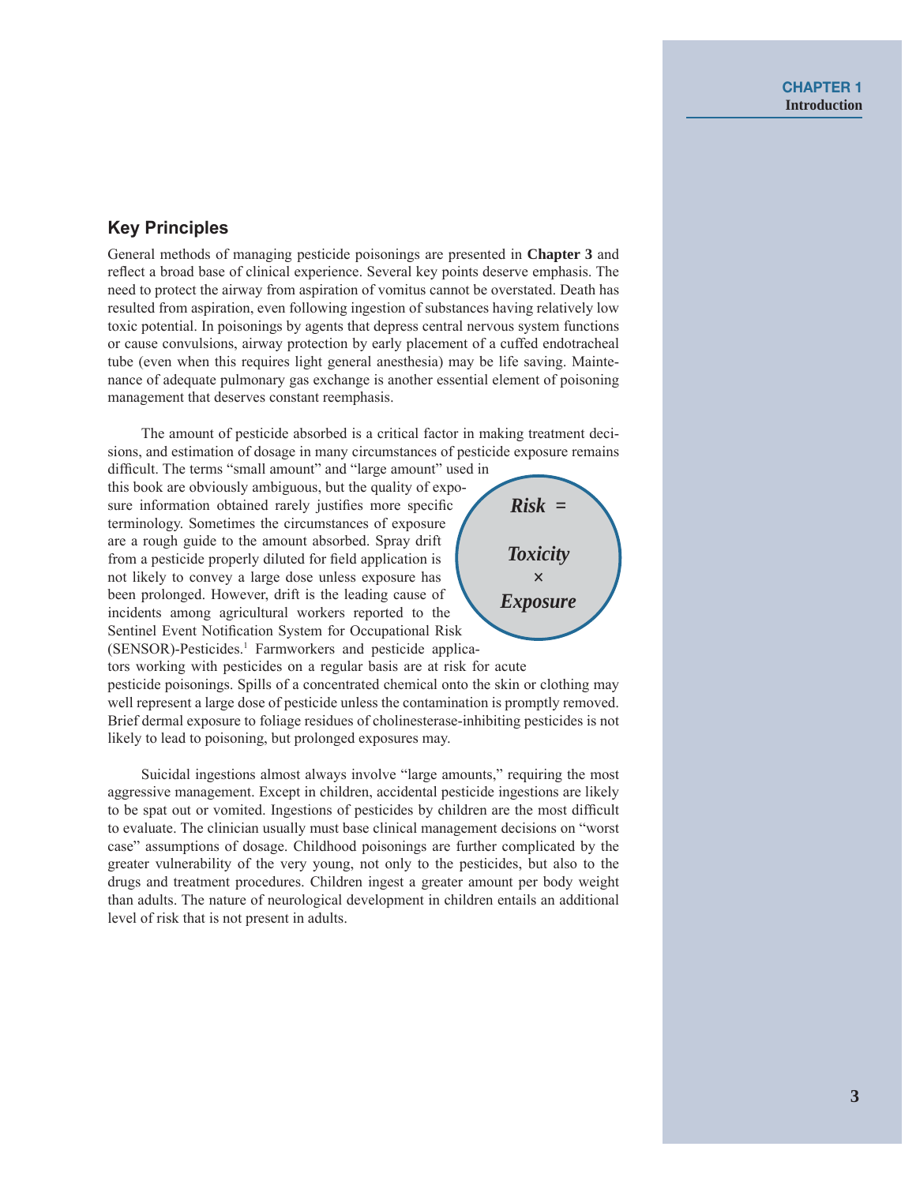## Key Principles

General methods of managing pesticide poisonings are presented in **Chapter 3** and reflect a broad base of clinical experience. Several key points deserve emphasis. The need to protect the airway from aspiration of vomitus cannot be overstated. Death has resulted from aspiration, even following ingestion of substances having relatively low toxic potential. In poisonings by agents that depress central nervous system functions or cause convulsions, airway protection by early placement of a cuffed endotracheal tube (even when this requires light general anesthesia) may be life saving. Maintenance of adequate pulmonary gas exchange is another essential element of poisoning management that deserves constant reemphasis.

The amount of pesticide absorbed is a critical factor in making treatment decisions, and estimation of dosage in many circumstances of pesticide exposure remains difficult. The terms "small amount" and "large amount" used in this book are obviously ambiguous, but the quality of exposure information obtained rarely justifies more specific terminology. Sometimes the circumstances of exposure are a rough guide to the amount absorbed. Spray drift from a pesticide properly diluted for field application is not likely to convey a large dose unless exposure has been prolonged. However, drift is the leading cause of incidents among agricultural workers reported to the Sentinel Event Notification System for Occupational Risk (SENSOR)-Pesticides.[1] Farmworkers and pesticide applicators working with pesticides on a regular basis are at risk for acute pesticide poisonings. Spills of a concentrated chemical onto the skin or clothing may well represent a large dose of pesticide unless the contamination is promptly removed. Brief dermal exposure to foliage residues of cholinesterase-inhibiting pesticides is not likely to lead to poisoning, but prolonged exposures may.

> ***Risk* = *Toxicity* × *Exposure***

Suicidal ingestions almost always involve "large amounts," requiring the most aggressive management. Except in children, accidental pesticide ingestions are likely to be spat out or vomited. Ingestions of pesticides by children are the most difficult to evaluate. The clinician usually must base clinical management decisions on "worst case" assumptions of dosage. Childhood poisonings are further complicated by the greater vulnerability of the very young, not only to the pesticides, but also to the drugs and treatment procedures. Children ingest a greater amount per body weight than adults. The nature of neurological development in children entails an additional level of risk that is not present in adults.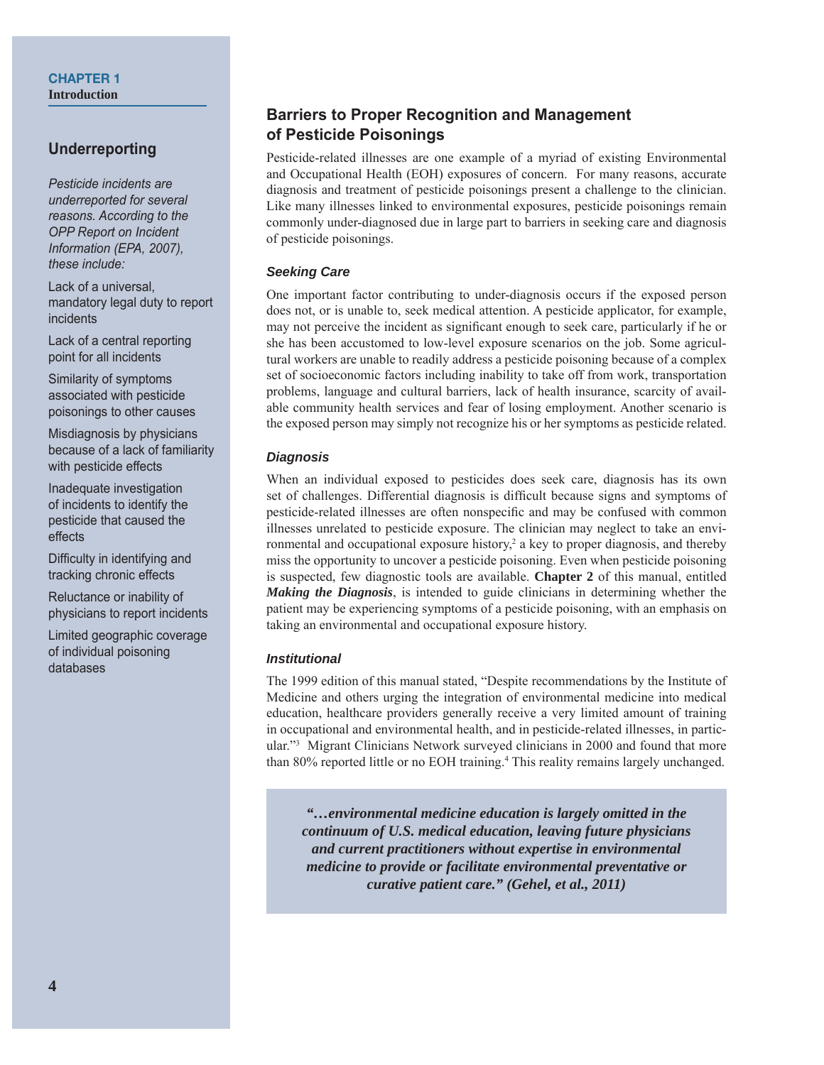## Barriers to Proper Recognition and Management of Pesticide Poisonings

Pesticide-related illnesses are one example of a myriad of existing Environmental and Occupational Health (EOH) exposures of concern. For many reasons, accurate diagnosis and treatment of pesticide poisonings present a challenge to the clinician. Like many illnesses linked to environmental exposures, pesticide poisonings remain commonly under-diagnosed due in large part to barriers in seeking care and diagnosis of pesticide poisonings.

### *Seeking Care*

One important factor contributing to under-diagnosis occurs if the exposed person does not, or is unable to, seek medical attention. A pesticide applicator, for example, may not perceive the incident as significant enough to seek care, particularly if he or she has been accustomed to low-level exposure scenarios on the job. Some agricultural workers are unable to readily address a pesticide poisoning because of a complex set of socioeconomic factors including inability to take off from work, transportation problems, language and cultural barriers, lack of health insurance, scarcity of available community health services and fear of losing employment. Another scenario is the exposed person may simply not recognize his or her symptoms as pesticide related.

### *Diagnosis*

When an individual exposed to pesticides does seek care, diagnosis has its own set of challenges. Differential diagnosis is difficult because signs and symptoms of pesticide-related illnesses are often nonspecific and may be confused with common illnesses unrelated to pesticide exposure. The clinician may neglect to take an environmental and occupational exposure history,[2] a key to proper diagnosis, and thereby miss the opportunity to uncover a pesticide poisoning. Even when pesticide poisoning is suspected, few diagnostic tools are available. **Chapter 2** of this manual, entitled ***Making the Diagnosis***, is intended to guide clinicians in determining whether the patient may be experiencing symptoms of a pesticide poisoning, with an emphasis on taking an environmental and occupational exposure history.

### *Institutional*

The 1999 edition of this manual stated, "Despite recommendations by the Institute of Medicine and others urging the integration of environmental medicine into medical education, healthcare providers generally receive a very limited amount of training in occupational and environmental health, and in pesticide-related illnesses, in particular."[3] Migrant Clinicians Network surveyed clinicians in 2000 and found that more than 80% reported little or no EOH training.[4] This reality remains largely unchanged.

> ***"…environmental medicine education is largely omitted in the continuum of U.S. medical education, leaving future physicians and current practitioners without expertise in environmental medicine to provide or facilitate environmental preventative or curative patient care." (Gehel, et al., 2011)***

## Underreporting

*Pesticide incidents are underreported for several reasons. According to the OPP Report on Incident Information (EPA, 2007), these include:*

- Lack of a universal, mandatory legal duty to report incidents
- Lack of a central reporting point for all incidents
- Similarity of symptoms associated with pesticide poisonings to other causes
- Misdiagnosis by physicians because of a lack of familiarity with pesticide effects
- Inadequate investigation of incidents to identify the pesticide that caused the effects
- Difficulty in identifying and tracking chronic effects
- Reluctance or inability of physicians to report incidents
- Limited geographic coverage of individual poisoning databases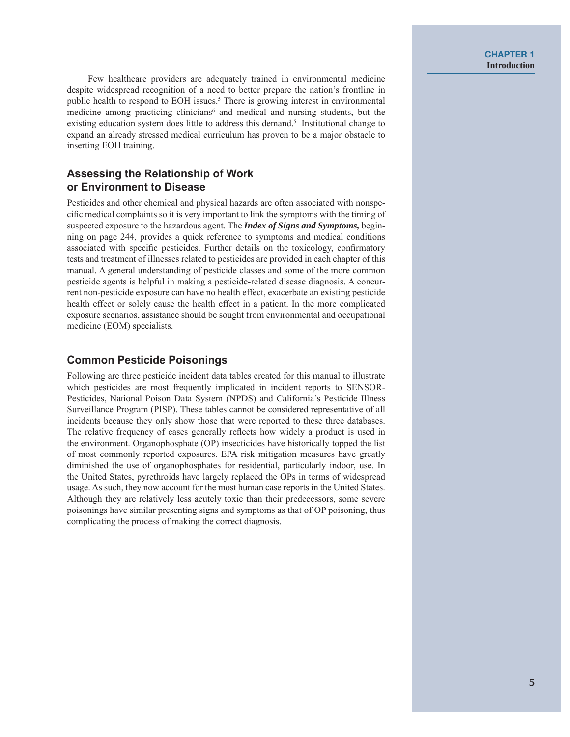Few healthcare providers are adequately trained in environmental medicine despite widespread recognition of a need to better prepare the nation's frontline in public health to respond to EOH issues.[5] There is growing interest in environmental medicine among practicing clinicians[6] and medical and nursing students, but the existing education system does little to address this demand.[5] Institutional change to expand an already stressed medical curriculum has proven to be a major obstacle to inserting EOH training.

## Assessing the Relationship of Work or Environment to Disease

Pesticides and other chemical and physical hazards are often associated with nonspecific medical complaints so it is very important to link the symptoms with the timing of suspected exposure to the hazardous agent. The ***Index of Signs and Symptoms,*** beginning on page 244, provides a quick reference to symptoms and medical conditions associated with specific pesticides. Further details on the toxicology, confirmatory tests and treatment of illnesses related to pesticides are provided in each chapter of this manual. A general understanding of pesticide classes and some of the more common pesticide agents is helpful in making a pesticide-related disease diagnosis. A concurrent non-pesticide exposure can have no health effect, exacerbate an existing pesticide health effect or solely cause the health effect in a patient. In the more complicated exposure scenarios, assistance should be sought from environmental and occupational medicine (EOM) specialists.

## Common Pesticide Poisonings

Following are three pesticide incident data tables created for this manual to illustrate which pesticides are most frequently implicated in incident reports to SENSOR-Pesticides, National Poison Data System (NPDS) and California's Pesticide Illness Surveillance Program (PISP). These tables cannot be considered representative of all incidents because they only show those that were reported to these three databases. The relative frequency of cases generally reflects how widely a product is used in the environment. Organophosphate (OP) insecticides have historically topped the list of most commonly reported exposures. EPA risk mitigation measures have greatly diminished the use of organophosphates for residential, particularly indoor, use. In the United States, pyrethroids have largely replaced the OPs in terms of widespread usage. As such, they now account for the most human case reports in the United States. Although they are relatively less acutely toxic than their predecessors, some severe poisonings have similar presenting signs and symptoms as that of OP poisoning, thus complicating the process of making the correct diagnosis.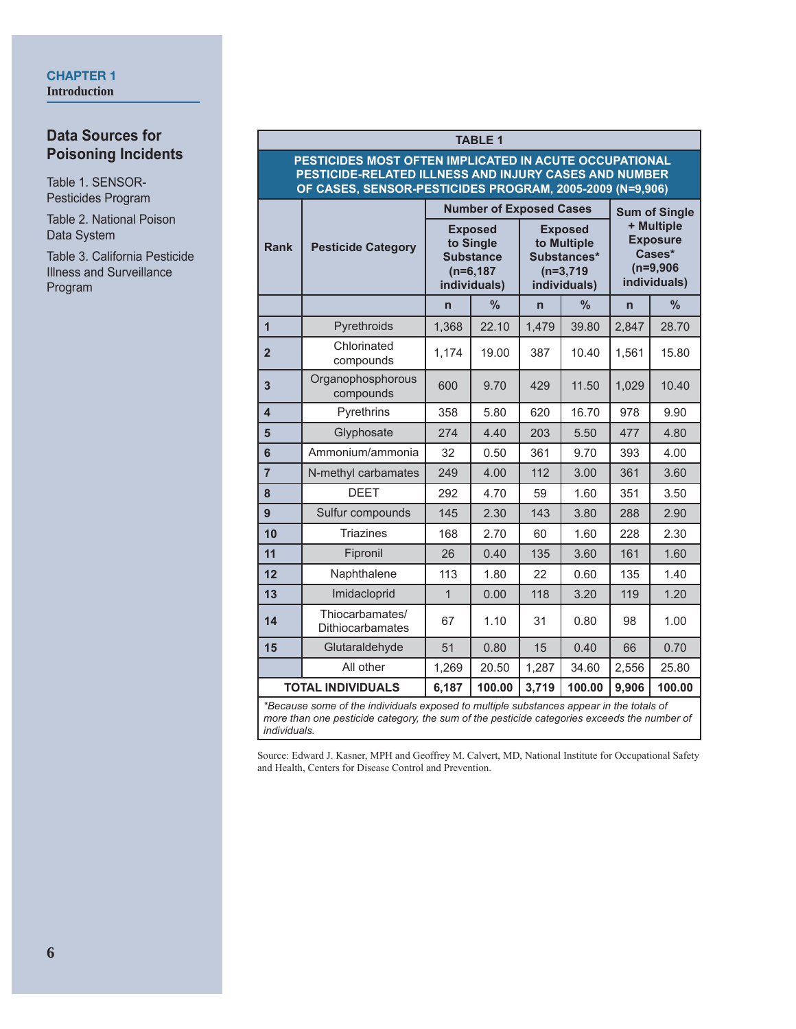CHAPTER 1
**Introduction**

## Data Sources for Poisoning Incidents

Table 1. SENSOR-Pesticides Program

Table 2. National Poison Data System

Table 3. California Pesticide Illness and Surveillance Program

**TABLE 1**

**PESTICIDES MOST OFTEN IMPLICATED IN ACUTE OCCUPATIONAL PESTICIDE-RELATED ILLNESS AND INJURY CASES AND NUMBER OF CASES, SENSOR-PESTICIDES PROGRAM, 2005-2009 (N=9,906)**

| Rank | Pesticide Category | Number of Exposed Cases | | | | Sum of Single + Multiple Exposure Cases* (n=9,906 individuals) | |
|---|---|---|---|---|---|---|---|
| | | Exposed to Single Substance (n=6,187 individuals) | | Exposed to Multiple Substances* (n=3,719 individuals) | | | |
| | | n | % | n | % | n | % |
| 1 | Pyrethroids | 1,368 | 22.10 | 1,479 | 39.80 | 2,847 | 28.70 |
| 2 | Chlorinated compounds | 1,174 | 19.00 | 387 | 10.40 | 1,561 | 15.80 |
| 3 | Organophosphorous compounds | 600 | 9.70 | 429 | 11.50 | 1,029 | 10.40 |
| 4 | Pyrethrins | 358 | 5.80 | 620 | 16.70 | 978 | 9.90 |
| 5 | Glyphosate | 274 | 4.40 | 203 | 5.50 | 477 | 4.80 |
| 6 | Ammonium/ammonia | 32 | 0.50 | 361 | 9.70 | 393 | 4.00 |
| 7 | N-methyl carbamates | 249 | 4.00 | 112 | 3.00 | 361 | 3.60 |
| 8 | DEET | 292 | 4.70 | 59 | 1.60 | 351 | 3.50 |
| 9 | Sulfur compounds | 145 | 2.30 | 143 | 3.80 | 288 | 2.90 |
| 10 | Triazines | 168 | 2.70 | 60 | 1.60 | 228 | 2.30 |
| 11 | Fipronil | 26 | 0.40 | 135 | 3.60 | 161 | 1.60 |
| 12 | Naphthalene | 113 | 1.80 | 22 | 0.60 | 135 | 1.40 |
| 13 | Imidacloprid | 1 | 0.00 | 118 | 3.20 | 119 | 1.20 |
| 14 | Thiocarbamates/ Dithiocarbamates | 67 | 1.10 | 31 | 0.80 | 98 | 1.00 |
| 15 | Glutaraldehyde | 51 | 0.80 | 15 | 0.40 | 66 | 0.70 |
| | All other | 1,269 | 20.50 | 1,287 | 34.60 | 2,556 | 25.80 |
| **TOTAL INDIVIDUALS** | | **6,187** | **100.00** | **3,719** | **100.00** | **9,906** | **100.00** |

*\*Because some of the individuals exposed to multiple substances appear in the totals of more than one pesticide category, the sum of the pesticide categories exceeds the number of individuals.*

Source: Edward J. Kasner, MPH and Geoffrey M. Calvert, MD, National Institute for Occupational Safety and Health, Centers for Disease Control and Prevention.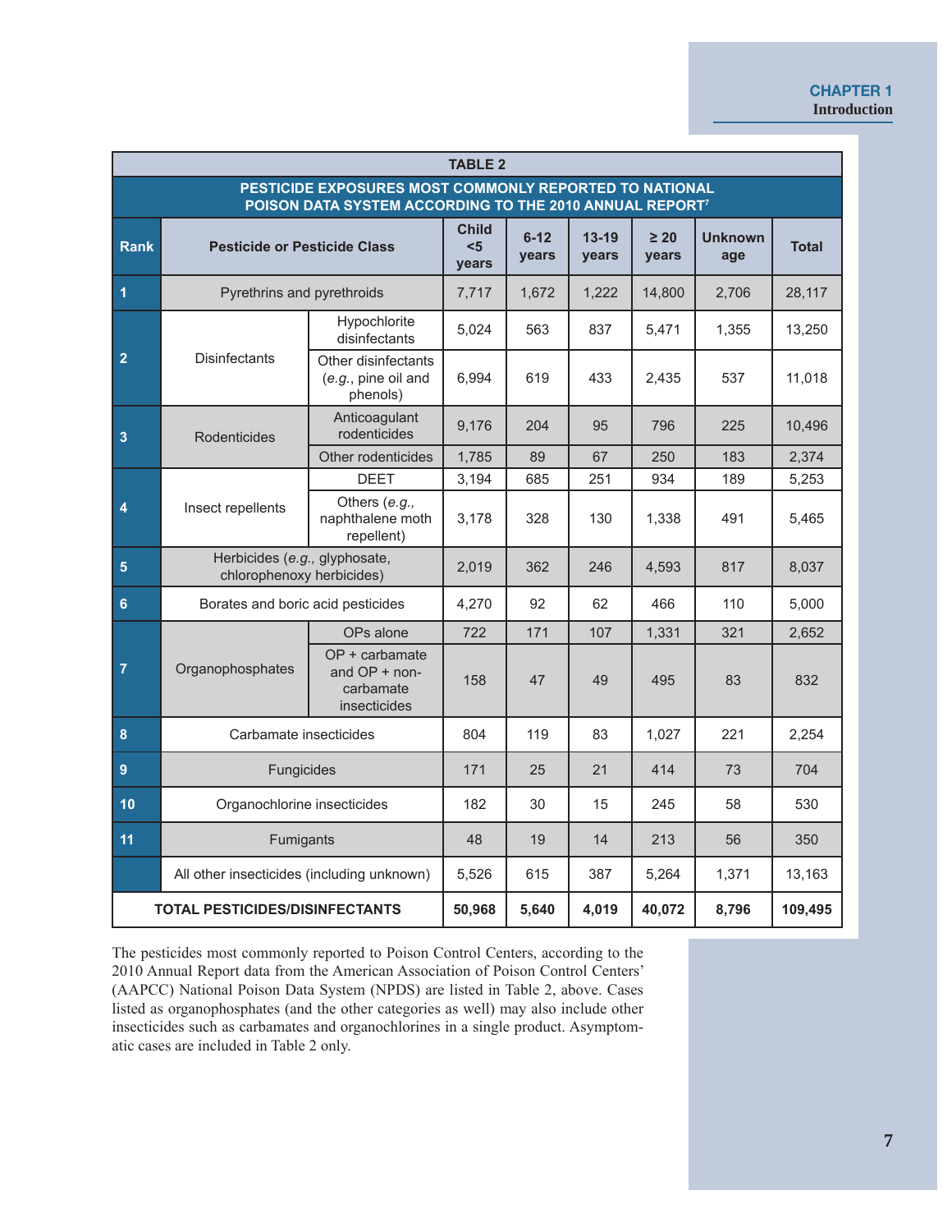**TABLE 2**

**PESTICIDE EXPOSURES MOST COMMONLY REPORTED TO NATIONAL POISON DATA SYSTEM ACCORDING TO THE 2010 ANNUAL REPORT[7]**

| Rank | Pesticide or Pesticide Class | | Child <5 years | 6-12 years | 13-19 years | ≥ 20 years | Unknown age | Total |
|---|---|---|---|---|---|---|---|---|
| 1 | Pyrethrins and pyrethroids | | 7,717 | 1,672 | 1,222 | 14,800 | 2,706 | 28,117 |
| 2 | Disinfectants | Hypochlorite disinfectants | 5,024 | 563 | 837 | 5,471 | 1,355 | 13,250 |
| | | Other disinfectants (*e.g.*, pine oil and phenols) | 6,994 | 619 | 433 | 2,435 | 537 | 11,018 |
| 3 | Rodenticides | Anticoagulant rodenticides | 9,176 | 204 | 95 | 796 | 225 | 10,496 |
| | | Other rodenticides | 1,785 | 89 | 67 | 250 | 183 | 2,374 |
| 4 | Insect repellents | DEET | 3,194 | 685 | 251 | 934 | 189 | 5,253 |
| | | Others (*e.g.*, naphthalene moth repellent) | 3,178 | 328 | 130 | 1,338 | 491 | 5,465 |
| 5 | Herbicides (*e.g.*, glyphosate, chlorophenoxy herbicides) | | 2,019 | 362 | 246 | 4,593 | 817 | 8,037 |
| 6 | Borates and boric acid pesticides | | 4,270 | 92 | 62 | 466 | 110 | 5,000 |
| 7 | Organophosphates | OPs alone | 722 | 171 | 107 | 1,331 | 321 | 2,652 |
| | | OP + carbamate and OP + non-carbamate insecticides | 158 | 47 | 49 | 495 | 83 | 832 |
| 8 | Carbamate insecticides | | 804 | 119 | 83 | 1,027 | 221 | 2,254 |
| 9 | Fungicides | | 171 | 25 | 21 | 414 | 73 | 704 |
| 10 | Organochlorine insecticides | | 182 | 30 | 15 | 245 | 58 | 530 |
| 11 | Fumigants | | 48 | 19 | 14 | 213 | 56 | 350 |
| | All other insecticides (including unknown) | | 5,526 | 615 | 387 | 5,264 | 1,371 | 13,163 |
| **TOTAL PESTICIDES/DISINFECTANTS** | | | **50,968** | **5,640** | **4,019** | **40,072** | **8,796** | **109,495** |

The pesticides most commonly reported to Poison Control Centers, according to the 2010 Annual Report data from the American Association of Poison Control Centers' (AAPCC) National Poison Data System (NPDS) are listed in Table 2, above. Cases listed as organophosphates (and the other categories as well) may also include other insecticides such as carbamates and organochlorines in a single product. Asymptomatic cases are included in Table 2 only.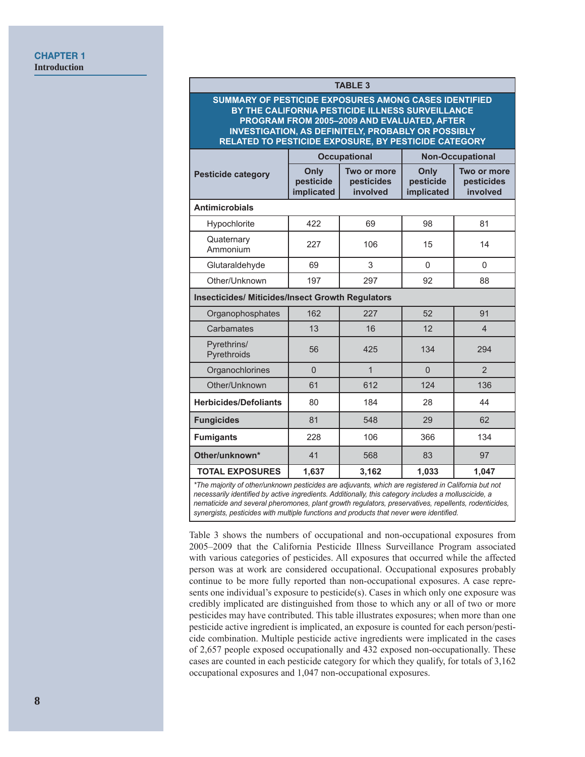**TABLE 3**

**SUMMARY OF PESTICIDE EXPOSURES AMONG CASES IDENTIFIED BY THE CALIFORNIA PESTICIDE ILLNESS SURVEILLANCE PROGRAM FROM 2005–2009 AND EVALUATED, AFTER INVESTIGATION, AS DEFINITELY, PROBABLY OR POSSIBLY RELATED TO PESTICIDE EXPOSURE, BY PESTICIDE CATEGORY**

| Pesticide category | Occupational | | Non-Occupational | |
|---|---|---|---|---|
| | Only pesticide implicated | Two or more pesticides involved | Only pesticide implicated | Two or more pesticides involved |
| **Antimicrobials** | | | | |
| Hypochlorite | 422 | 69 | 98 | 81 |
| Quaternary Ammonium | 227 | 106 | 15 | 14 |
| Glutaraldehyde | 69 | 3 | 0 | 0 |
| Other/Unknown | 197 | 297 | 92 | 88 |
| **Insecticides/ Miticides/Insect Growth Regulators** | | | | |
| Organophosphates | 162 | 227 | 52 | 91 |
| Carbamates | 13 | 16 | 12 | 4 |
| Pyrethrins/ Pyrethroids | 56 | 425 | 134 | 294 |
| Organochlorines | 0 | 1 | 0 | 2 |
| Other/Unknown | 61 | 612 | 124 | 136 |
| **Herbicides/Defoliants** | 80 | 184 | 28 | 44 |
| **Fungicides** | 81 | 548 | 29 | 62 |
| **Fumigants** | 228 | 106 | 366 | 134 |
| **Other/unknown*** | 41 | 568 | 83 | 97 |
| **TOTAL EXPOSURES** | **1,637** | **3,162** | **1,033** | **1,047** |

*\*The majority of other/unknown pesticides are adjuvants, which are registered in California but not necessarily identified by active ingredients. Additionally, this category includes a molluscicide, a nematicide and several pheromones, plant growth regulators, preservatives, repellents, rodenticides, synergists, pesticides with multiple functions and products that never were identified.*

Table 3 shows the numbers of occupational and non-occupational exposures from 2005–2009 that the California Pesticide Illness Surveillance Program associated with various categories of pesticides. All exposures that occurred while the affected person was at work are considered occupational. Occupational exposures probably continue to be more fully reported than non-occupational exposures. A case represents one individual's exposure to pesticide(s). Cases in which only one exposure was credibly implicated are distinguished from those to which any or all of two or more pesticides may have contributed. This table illustrates exposures; when more than one pesticide active ingredient is implicated, an exposure is counted for each person/pesticide combination. Multiple pesticide active ingredients were implicated in the cases of 2,657 people exposed occupationally and 432 exposed non-occupationally. These cases are counted in each pesticide category for which they qualify, for totals of 3,162 occupational exposures and 1,047 non-occupational exposures.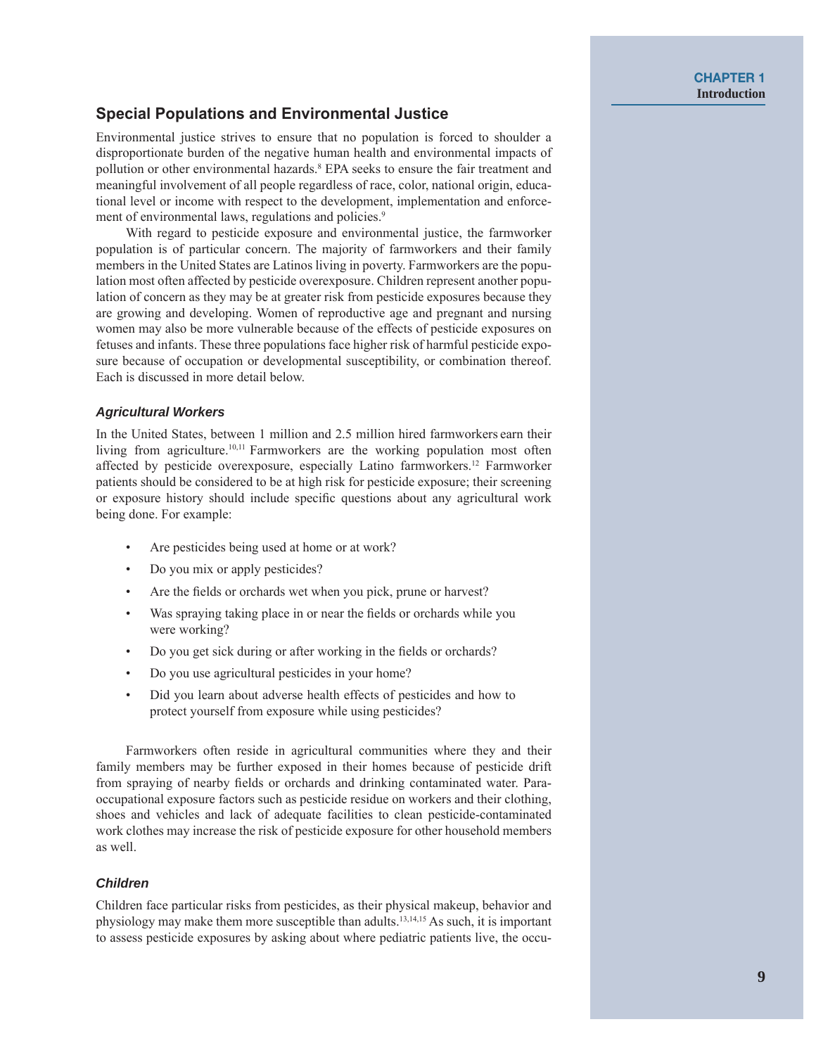## Special Populations and Environmental Justice

Environmental justice strives to ensure that no population is forced to shoulder a disproportionate burden of the negative human health and environmental impacts of pollution or other environmental hazards.[8] EPA seeks to ensure the fair treatment and meaningful involvement of all people regardless of race, color, national origin, educational level or income with respect to the development, implementation and enforcement of environmental laws, regulations and policies.[9]

With regard to pesticide exposure and environmental justice, the farmworker population is of particular concern. The majority of farmworkers and their family members in the United States are Latinos living in poverty. Farmworkers are the population most often affected by pesticide overexposure. Children represent another population of concern as they may be at greater risk from pesticide exposures because they are growing and developing. Women of reproductive age and pregnant and nursing women may also be more vulnerable because of the effects of pesticide exposures on fetuses and infants. These three populations face higher risk of harmful pesticide exposure because of occupation or developmental susceptibility, or combination thereof. Each is discussed in more detail below.

### *Agricultural Workers*

In the United States, between 1 million and 2.5 million hired farmworkers earn their living from agriculture.[10,11] Farmworkers are the working population most often affected by pesticide overexposure, especially Latino farmworkers.[12] Farmworker patients should be considered to be at high risk for pesticide exposure; their screening or exposure history should include specific questions about any agricultural work being done. For example:

- Are pesticides being used at home or at work?
- Do you mix or apply pesticides?
- Are the fields or orchards wet when you pick, prune or harvest?
- Was spraying taking place in or near the fields or orchards while you were working?
- Do you get sick during or after working in the fields or orchards?
- Do you use agricultural pesticides in your home?
- Did you learn about adverse health effects of pesticides and how to protect yourself from exposure while using pesticides?

Farmworkers often reside in agricultural communities where they and their family members may be further exposed in their homes because of pesticide drift from spraying of nearby fields or orchards and drinking contaminated water. Para-occupational exposure factors such as pesticide residue on workers and their clothing, shoes and vehicles and lack of adequate facilities to clean pesticide-contaminated work clothes may increase the risk of pesticide exposure for other household members as well.

### *Children*

Children face particular risks from pesticides, as their physical makeup, behavior and physiology may make them more susceptible than adults.[13,14,15] As such, it is important to assess pesticide exposures by asking about where pediatric patients live, the occu-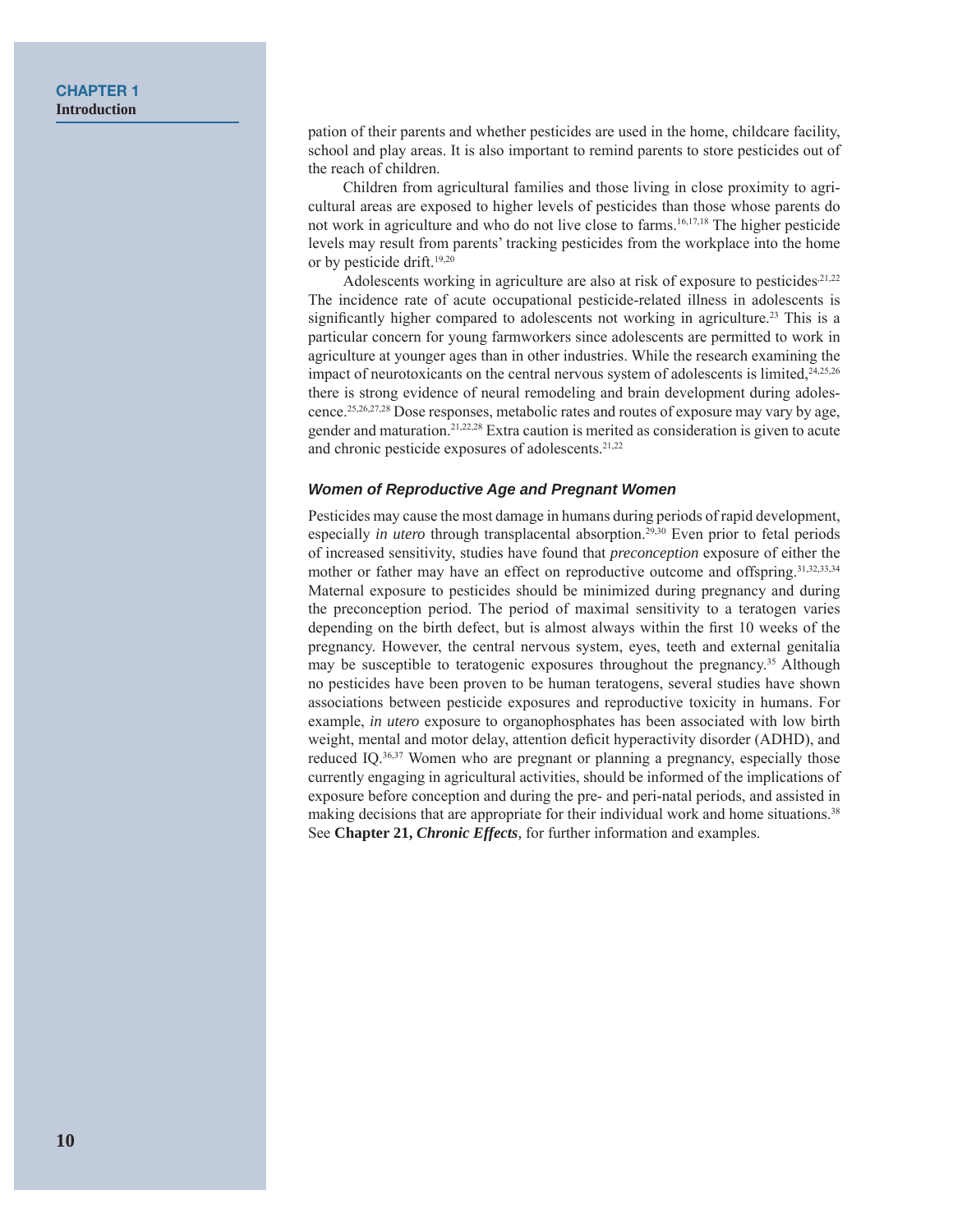pation of their parents and whether pesticides are used in the home, childcare facility, school and play areas. It is also important to remind parents to store pesticides out of the reach of children.

Children from agricultural families and those living in close proximity to agricultural areas are exposed to higher levels of pesticides than those whose parents do not work in agriculture and who do not live close to farms.[16,17,18] The higher pesticide levels may result from parents' tracking pesticides from the workplace into the home or by pesticide drift.[19,20]

Adolescents working in agriculture are also at risk of exposure to pesticides.[21,22] The incidence rate of acute occupational pesticide-related illness in adolescents is significantly higher compared to adolescents not working in agriculture.[23] This is a particular concern for young farmworkers since adolescents are permitted to work in agriculture at younger ages than in other industries. While the research examining the impact of neurotoxicants on the central nervous system of adolescents is limited,[24,25,26] there is strong evidence of neural remodeling and brain development during adolescence.[25,26,27,28] Dose responses, metabolic rates and routes of exposure may vary by age, gender and maturation.[21,22,28] Extra caution is merited as consideration is given to acute and chronic pesticide exposures of adolescents.[21,22]

### *Women of Reproductive Age and Pregnant Women*

Pesticides may cause the most damage in humans during periods of rapid development, especially *in utero* through transplacental absorption.[29,30] Even prior to fetal periods of increased sensitivity, studies have found that *preconception* exposure of either the mother or father may have an effect on reproductive outcome and offspring.[31,32,33,34] Maternal exposure to pesticides should be minimized during pregnancy and during the preconception period. The period of maximal sensitivity to a teratogen varies depending on the birth defect, but is almost always within the first 10 weeks of the pregnancy. However, the central nervous system, eyes, teeth and external genitalia may be susceptible to teratogenic exposures throughout the pregnancy.[35] Although no pesticides have been proven to be human teratogens, several studies have shown associations between pesticide exposures and reproductive toxicity in humans. For example, *in utero* exposure to organophosphates has been associated with low birth weight, mental and motor delay, attention deficit hyperactivity disorder (ADHD), and reduced IQ.[36,37] Women who are pregnant or planning a pregnancy, especially those currently engaging in agricultural activities, should be informed of the implications of exposure before conception and during the pre- and peri-natal periods, and assisted in making decisions that are appropriate for their individual work and home situations.[38] See **Chapter 21,** ***Chronic Effects***, for further information and examples.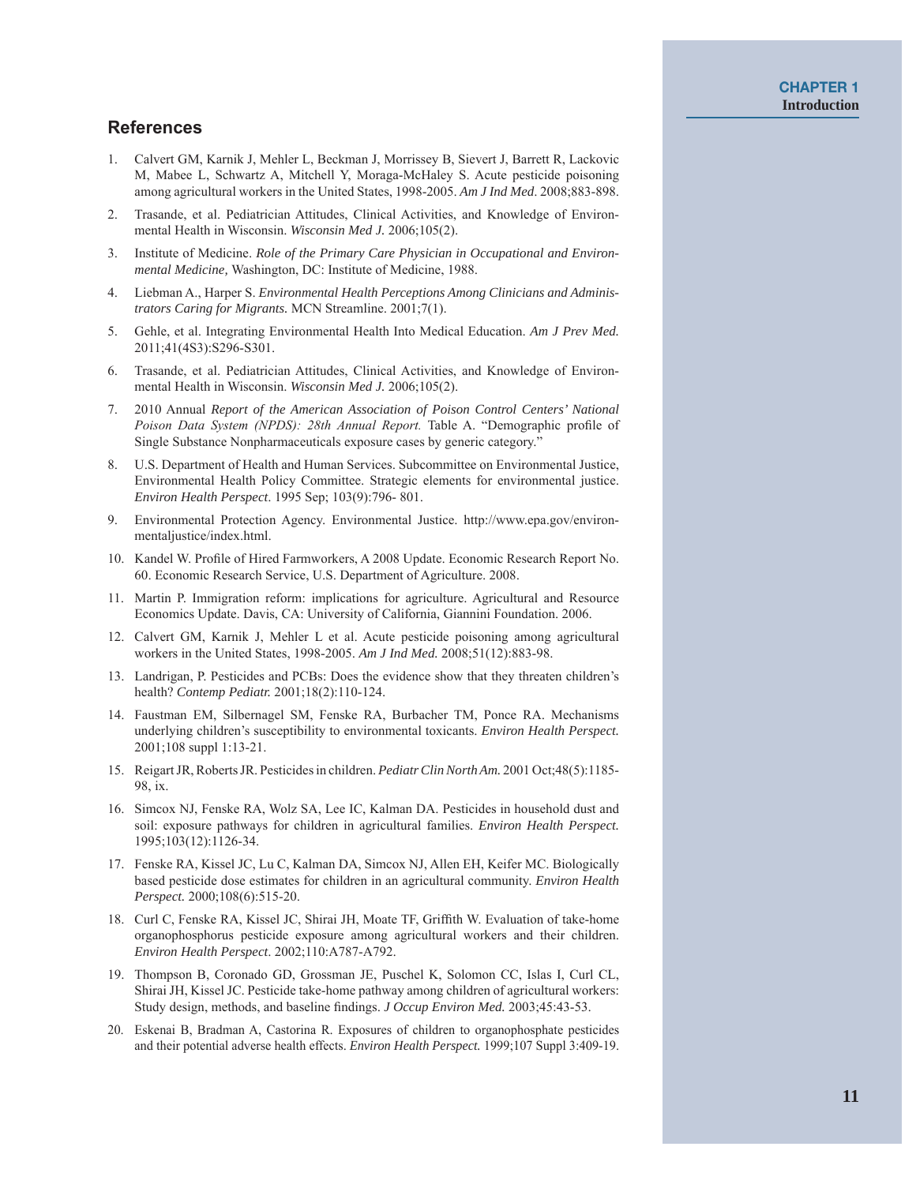## References

1. Calvert GM, Karnik J, Mehler L, Beckman J, Morrissey B, Sievert J, Barrett R, Lackovic M, Mabee L, Schwartz A, Mitchell Y, Moraga-McHaley S. Acute pesticide poisoning among agricultural workers in the United States, 1998-2005. *Am J Ind Med*. 2008;883-898.
2. Trasande, et al. Pediatrician Attitudes, Clinical Activities, and Knowledge of Environmental Health in Wisconsin. *Wisconsin Med J*. 2006;105(2).
3. Institute of Medicine. *Role of the Primary Care Physician in Occupational and Environmental Medicine,* Washington, DC: Institute of Medicine, 1988.
4. Liebman A., Harper S. *Environmental Health Perceptions Among Clinicians and Administrators Caring for Migrants.* MCN Streamline. 2001;7(1).
5. Gehle, et al. Integrating Environmental Health Into Medical Education. *Am J Prev Med.* 2011;41(4S3):S296-S301.
6. Trasande, et al. Pediatrician Attitudes, Clinical Activities, and Knowledge of Environmental Health in Wisconsin. *Wisconsin Med J*. 2006;105(2).
7. 2010 Annual *Report of the American Association of Poison Control Centers' National Poison Data System (NPDS): 28th Annual Report.* Table A. "Demographic profile of Single Substance Nonpharmaceuticals exposure cases by generic category."
8. U.S. Department of Health and Human Services. Subcommittee on Environmental Justice, Environmental Health Policy Committee. Strategic elements for environmental justice. *Environ Health Perspect*. 1995 Sep; 103(9):796- 801.
9. Environmental Protection Agency. Environmental Justice. http://www.epa.gov/environmentaljustice/index.html.
10. Kandel W. Profile of Hired Farmworkers, A 2008 Update. Economic Research Report No. 60. Economic Research Service, U.S. Department of Agriculture. 2008.
11. Martin P. Immigration reform: implications for agriculture. Agricultural and Resource Economics Update. Davis, CA: University of California, Giannini Foundation. 2006.
12. Calvert GM, Karnik J, Mehler L et al. Acute pesticide poisoning among agricultural workers in the United States, 1998-2005. *Am J Ind Med.* 2008;51(12):883-98.
13. Landrigan, P. Pesticides and PCBs: Does the evidence show that they threaten children's health? *Contemp Pediatr.* 2001;18(2):110-124.
14. Faustman EM, Silbernagel SM, Fenske RA, Burbacher TM, Ponce RA. Mechanisms underlying children's susceptibility to environmental toxicants. *Environ Health Perspect.* 2001;108 suppl 1:13-21.
15. Reigart JR, Roberts JR. Pesticides in children. *Pediatr Clin North Am.* 2001 Oct;48(5):1185-98, ix.
16. Simcox NJ, Fenske RA, Wolz SA, Lee IC, Kalman DA. Pesticides in household dust and soil: exposure pathways for children in agricultural families. *Environ Health Perspect.* 1995;103(12):1126-34.
17. Fenske RA, Kissel JC, Lu C, Kalman DA, Simcox NJ, Allen EH, Keifer MC. Biologically based pesticide dose estimates for children in an agricultural community. *Environ Health Perspect.* 2000;108(6):515-20.
18. Curl C, Fenske RA, Kissel JC, Shirai JH, Moate TF, Griffith W. Evaluation of take-home organophosphorus pesticide exposure among agricultural workers and their children. *Environ Health Perspect*. 2002;110:A787-A792.
19. Thompson B, Coronado GD, Grossman JE, Puschel K, Solomon CC, Islas I, Curl CL, Shirai JH, Kissel JC. Pesticide take-home pathway among children of agricultural workers: Study design, methods, and baseline findings. *J Occup Environ Med.* 2003;45:43-53.
20. Eskenai B, Bradman A, Castorina R. Exposures of children to organophosphate pesticides and their potential adverse health effects. *Environ Health Perspect.* 1999;107 Suppl 3:409-19.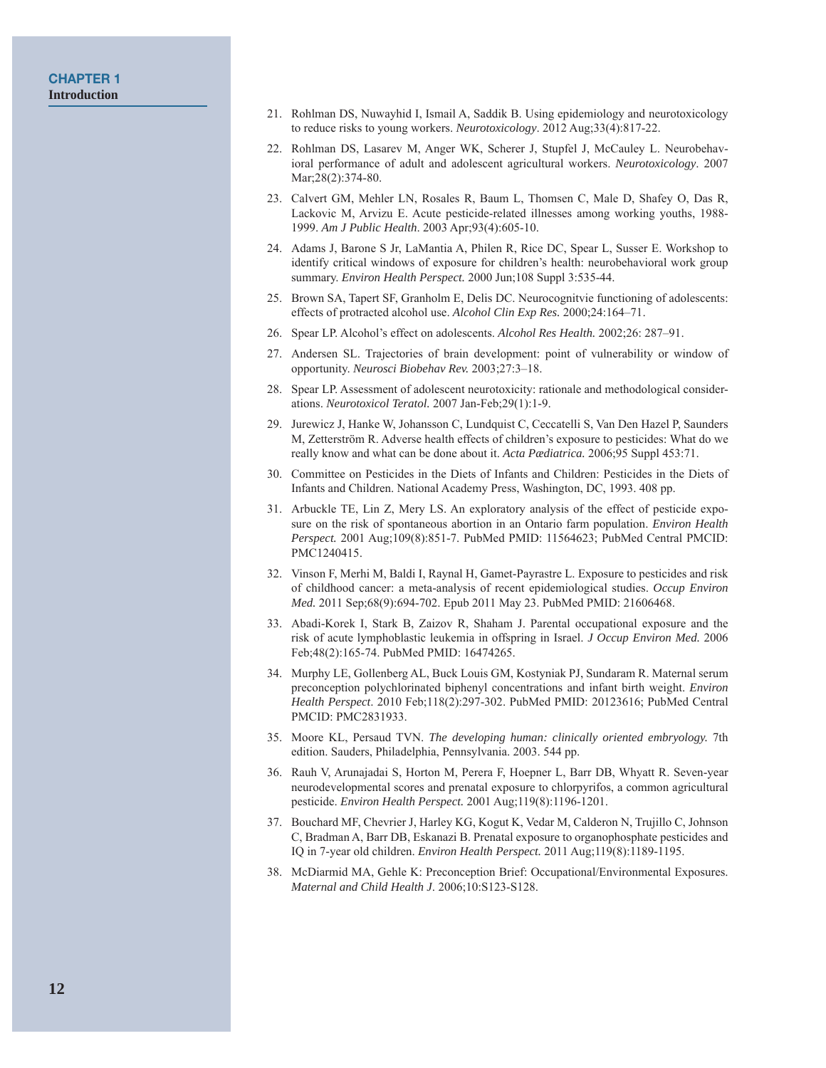21. Rohlman DS, Nuwayhid I, Ismail A, Saddik B. Using epidemiology and neurotoxicology to reduce risks to young workers. *Neurotoxicology*. 2012 Aug;33(4):817-22.
22. Rohlman DS, Lasarev M, Anger WK, Scherer J, Stupfel J, McCauley L. Neurobehavioral performance of adult and adolescent agricultural workers. *Neurotoxicology*. 2007 Mar;28(2):374-80.
23. Calvert GM, Mehler LN, Rosales R, Baum L, Thomsen C, Male D, Shafey O, Das R, Lackovic M, Arvizu E. Acute pesticide-related illnesses among working youths, 1988-1999. *Am J Public Health*. 2003 Apr;93(4):605-10.
24. Adams J, Barone S Jr, LaMantia A, Philen R, Rice DC, Spear L, Susser E. Workshop to identify critical windows of exposure for children's health: neurobehavioral work group summary. *Environ Health Perspect.* 2000 Jun;108 Suppl 3:535-44.
25. Brown SA, Tapert SF, Granholm E, Delis DC. Neurocognitvie functioning of adolescents: effects of protracted alcohol use. *Alcohol Clin Exp Res.* 2000;24:164–71.
26. Spear LP. Alcohol's effect on adolescents. *Alcohol Res Health.* 2002;26: 287–91.
27. Andersen SL. Trajectories of brain development: point of vulnerability or window of opportunity. *Neurosci Biobehav Rev.* 2003;27:3–18.
28. Spear LP. Assessment of adolescent neurotoxicity: rationale and methodological considerations. *Neurotoxicol Teratol.* 2007 Jan-Feb;29(1):1-9.
29. Jurewicz J, Hanke W, Johansson C, Lundquist C, Ceccatelli S, Van Den Hazel P, Saunders M, Zetterström R. Adverse health effects of children's exposure to pesticides: What do we really know and what can be done about it. *Acta Pædiatrica.* 2006;95 Suppl 453:71.
30. Committee on Pesticides in the Diets of Infants and Children: Pesticides in the Diets of Infants and Children. National Academy Press, Washington, DC, 1993. 408 pp.
31. Arbuckle TE, Lin Z, Mery LS. An exploratory analysis of the effect of pesticide exposure on the risk of spontaneous abortion in an Ontario farm population. *Environ Health Perspect.* 2001 Aug;109(8):851-7. PubMed PMID: 11564623; PubMed Central PMCID: PMC1240415.
32. Vinson F, Merhi M, Baldi I, Raynal H, Gamet-Payrastre L. Exposure to pesticides and risk of childhood cancer: a meta-analysis of recent epidemiological studies. *Occup Environ Med.* 2011 Sep;68(9):694-702. Epub 2011 May 23. PubMed PMID: 21606468.
33. Abadi-Korek I, Stark B, Zaizov R, Shaham J. Parental occupational exposure and the risk of acute lymphoblastic leukemia in offspring in Israel. *J Occup Environ Med.* 2006 Feb;48(2):165-74. PubMed PMID: 16474265.
34. Murphy LE, Gollenberg AL, Buck Louis GM, Kostyniak PJ, Sundaram R. Maternal serum preconception polychlorinated biphenyl concentrations and infant birth weight. *Environ Health Perspect*. 2010 Feb;118(2):297-302. PubMed PMID: 20123616; PubMed Central PMCID: PMC2831933.
35. Moore KL, Persaud TVN. *The developing human: clinically oriented embryology.* 7th edition. Sauders, Philadelphia, Pennsylvania. 2003. 544 pp.
36. Rauh V, Arunajadai S, Horton M, Perera F, Hoepner L, Barr DB, Whyatt R. Seven-year neurodevelopmental scores and prenatal exposure to chlorpyrifos, a common agricultural pesticide. *Environ Health Perspect.* 2001 Aug;119(8):1196-1201.
37. Bouchard MF, Chevrier J, Harley KG, Kogut K, Vedar M, Calderon N, Trujillo C, Johnson C, Bradman A, Barr DB, Eskanazi B. Prenatal exposure to organophosphate pesticides and IQ in 7-year old children. *Environ Health Perspect.* 2011 Aug;119(8):1189-1195.
38. McDiarmid MA, Gehle K: Preconception Brief: Occupational/Environmental Exposures. *Maternal and Child Health J*. 2006;10:S123-S128.